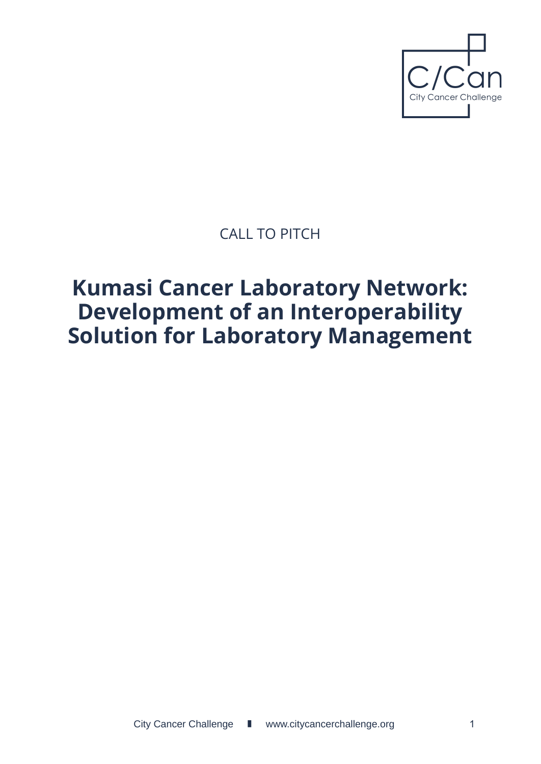CALL TO PITCH

# Kumasi Cancer Laboratory Network: Development of an Interoperability Solution for Laboratory Management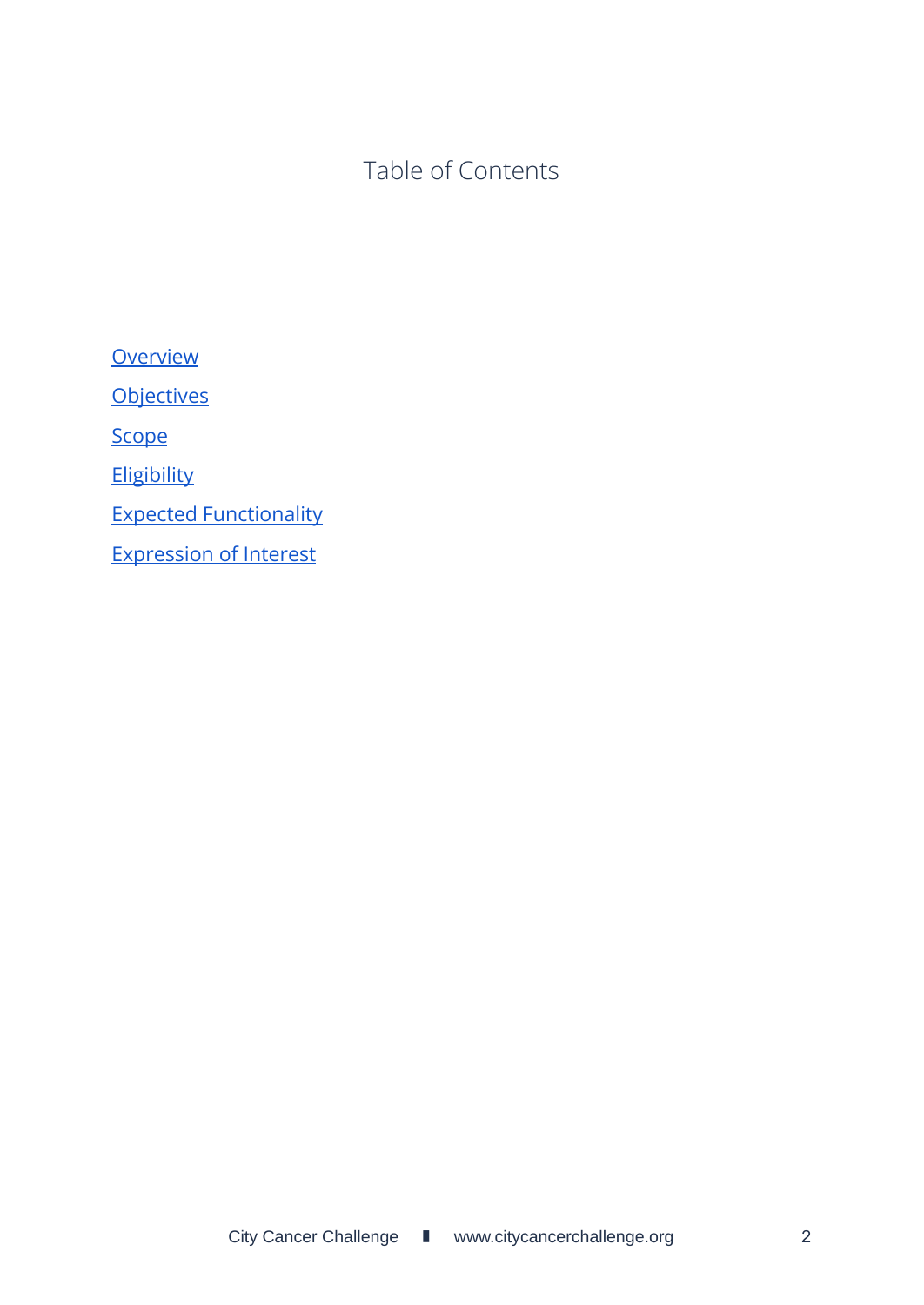# Table of Contents

Overview

Objectives

Scope

Eligibility

Expected Functionality

Expression of Interest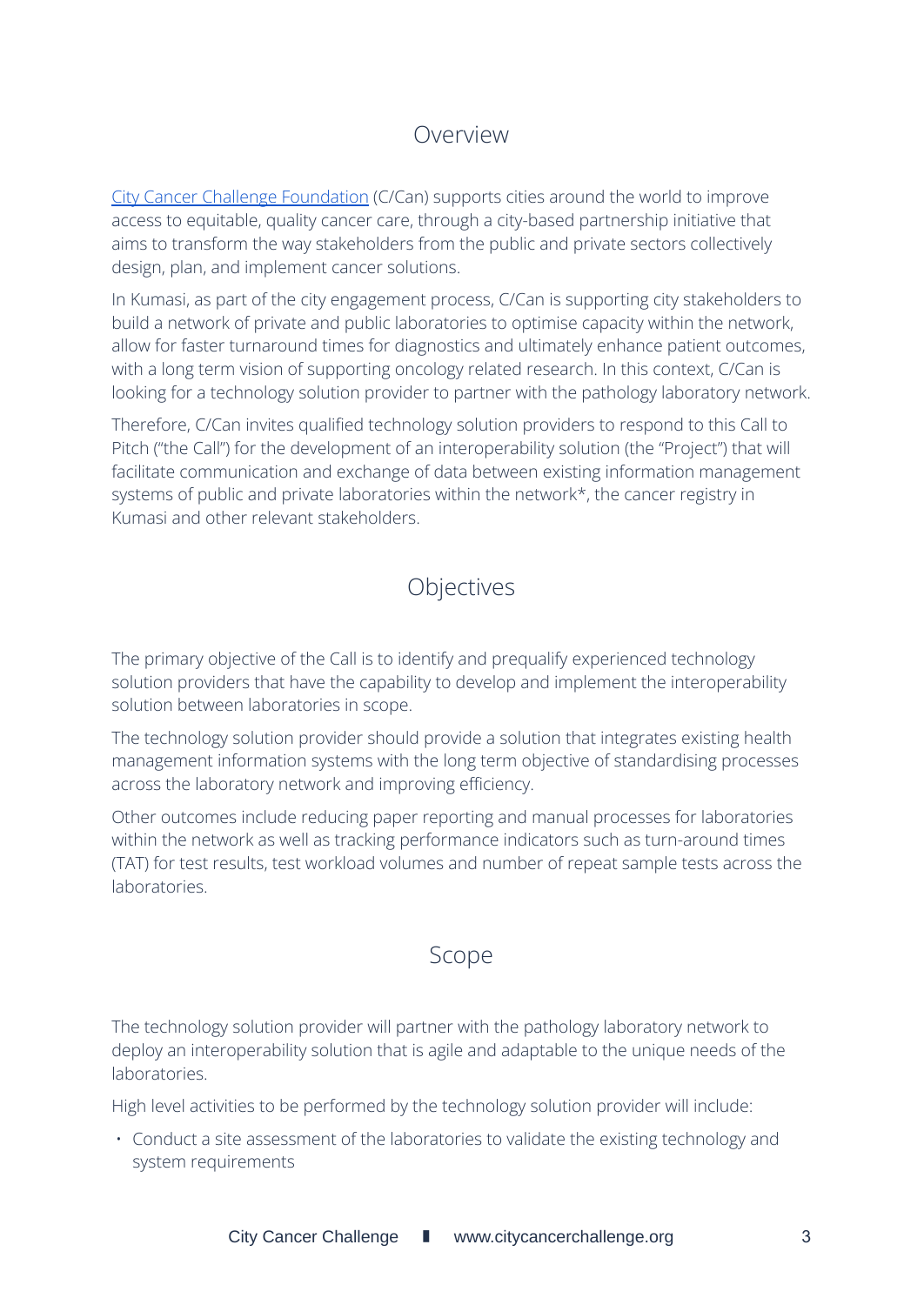## Overview

City Cancer Challenge Foundation (C/Can) supports cities around the world to improve access to equitable, quality cancer care, through a city-based partnership initiative that aims to transform the way stakeholders from the public and private sectors collectively design, plan, and implement cancer solutions.

In Kumasi, as part of the city engagement process, C/Can is supporting city stakeholders to build a network of private and public laboratories to optimise capacity within the network, allow for faster turnaround times for diagnostics and ultimately enhance patient outcomes, with a long term vision of supporting oncology related research. In this context, C/Can is looking for a technology solution provider to partner with the pathology laboratory network.

Therefore, C/Can invites qualified technology solution providers to respond to this Call to Pitch ("the Call") for the development of an interoperability solution (the "Project") that will facilitate communication and exchange of data between existing information management systems of public and private laboratories within the network*, the cancer registry in Kumasi and other relevant stakeholders.

## Objectives

The primary objective of the Call is to identify and prequalify experienced technology solution providers that have the capability to develop and implement the interoperability solution between laboratories in scope.

The technology solution provider should provide a solution that integrates existing health management information systems with the long term objective of standardising processes across the laboratory network and improving efficiency.

Other outcomes include reducing paper reporting and manual processes for laboratories within the network as well as tracking performance indicators such as turn-around times (TAT) for test results, test workload volumes and number of repeat sample tests across the laboratories.

## Scope

The technology solution provider will partner with the pathology laboratory network to deploy an interoperability solution that is agile and adaptable to the unique needs of the laboratories.

High level activities to be performed by the technology solution provider will include:

- Conduct a site assessment of the laboratories to validate the existing technology and system requirements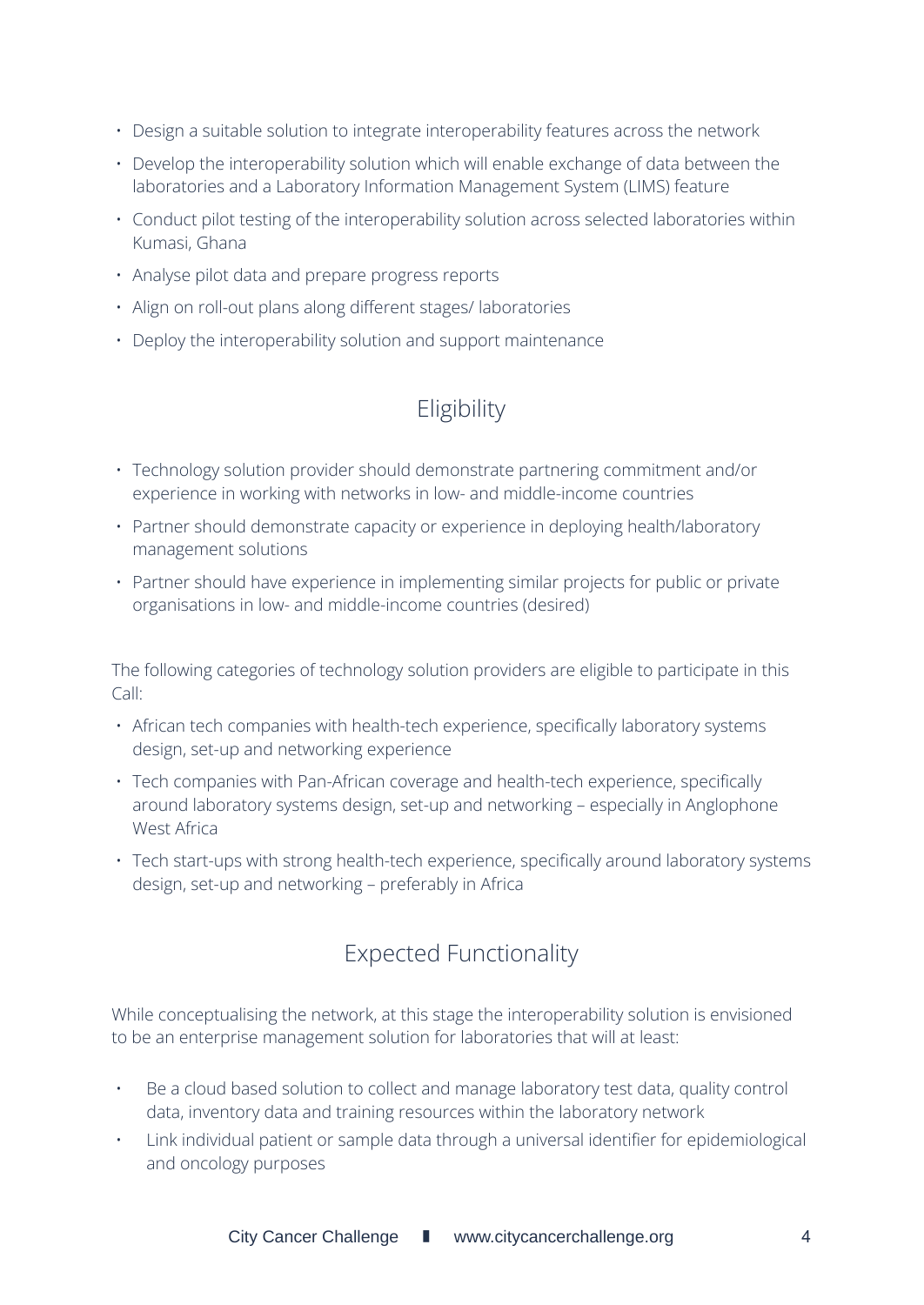- Design a suitable solution to integrate interoperability features across the network
- Develop the interoperability solution which will enable exchange of data between the laboratories and a Laboratory Information Management System (LIMS) feature
- Conduct pilot testing of the interoperability solution across selected laboratories within Kumasi, Ghana
- Analyse pilot data and prepare progress reports
- Align on roll-out plans along different stages/ laboratories
- Deploy the interoperability solution and support maintenance

## Eligibility

- Technology solution provider should demonstrate partnering commitment and/or experience in working with networks in low- and middle-income countries
- Partner should demonstrate capacity or experience in deploying health/laboratory management solutions
- Partner should have experience in implementing similar projects for public or private organisations in low- and middle-income countries (desired)

The following categories of technology solution providers are eligible to participate in this Call:

- African tech companies with health-tech experience, specifically laboratory systems design, set-up and networking experience
- Tech companies with Pan-African coverage and health-tech experience, specifically around laboratory systems design, set-up and networking – especially in Anglophone West Africa
- Tech start-ups with strong health-tech experience, specifically around laboratory systems design, set-up and networking – preferably in Africa

## Expected Functionality

While conceptualising the network, at this stage the interoperability solution is envisioned to be an enterprise management solution for laboratories that will at least:

- Be a cloud based solution to collect and manage laboratory test data, quality control data, inventory data and training resources within the laboratory network
- Link individual patient or sample data through a universal identifier for epidemiological and oncology purposes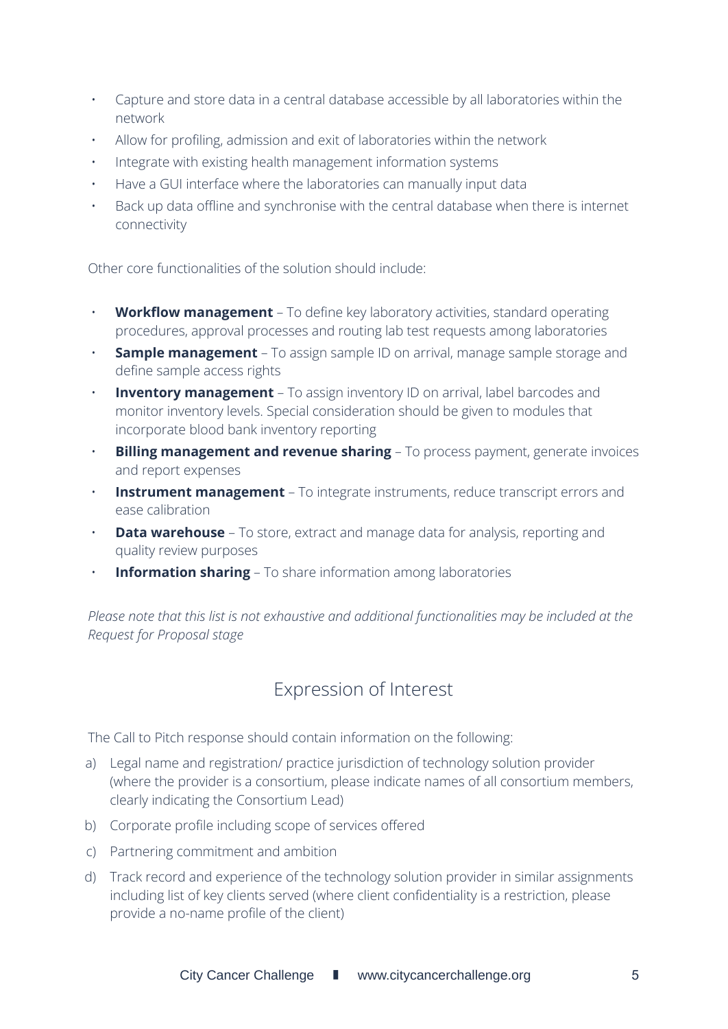- Capture and store data in a central database accessible by all laboratories within the network
- Allow for profiling, admission and exit of laboratories within the network
- Integrate with existing health management information systems
- Have a GUI interface where the laboratories can manually input data
- Back up data offline and synchronise with the central database when there is internet connectivity

Other core functionalities of the solution should include:

- **Workflow management** – To define key laboratory activities, standard operating procedures, approval processes and routing lab test requests among laboratories
- **Sample management** – To assign sample ID on arrival, manage sample storage and define sample access rights
- **Inventory management** – To assign inventory ID on arrival, label barcodes and monitor inventory levels. Special consideration should be given to modules that incorporate blood bank inventory reporting
- **Billing management and revenue sharing** – To process payment, generate invoices and report expenses
- **Instrument management** – To integrate instruments, reduce transcript errors and ease calibration
- **Data warehouse** – To store, extract and manage data for analysis, reporting and quality review purposes
- **Information sharing** – To share information among laboratories

*Please note that this list is not exhaustive and additional functionalities may be included at the Request for Proposal stage*

## Expression of Interest

The Call to Pitch response should contain information on the following:

a) Legal name and registration/ practice jurisdiction of technology solution provider (where the provider is a consortium, please indicate names of all consortium members, clearly indicating the Consortium Lead)

b) Corporate profile including scope of services offered

c) Partnering commitment and ambition

d) Track record and experience of the technology solution provider in similar assignments including list of key clients served (where client confidentiality is a restriction, please provide a no-name profile of the client)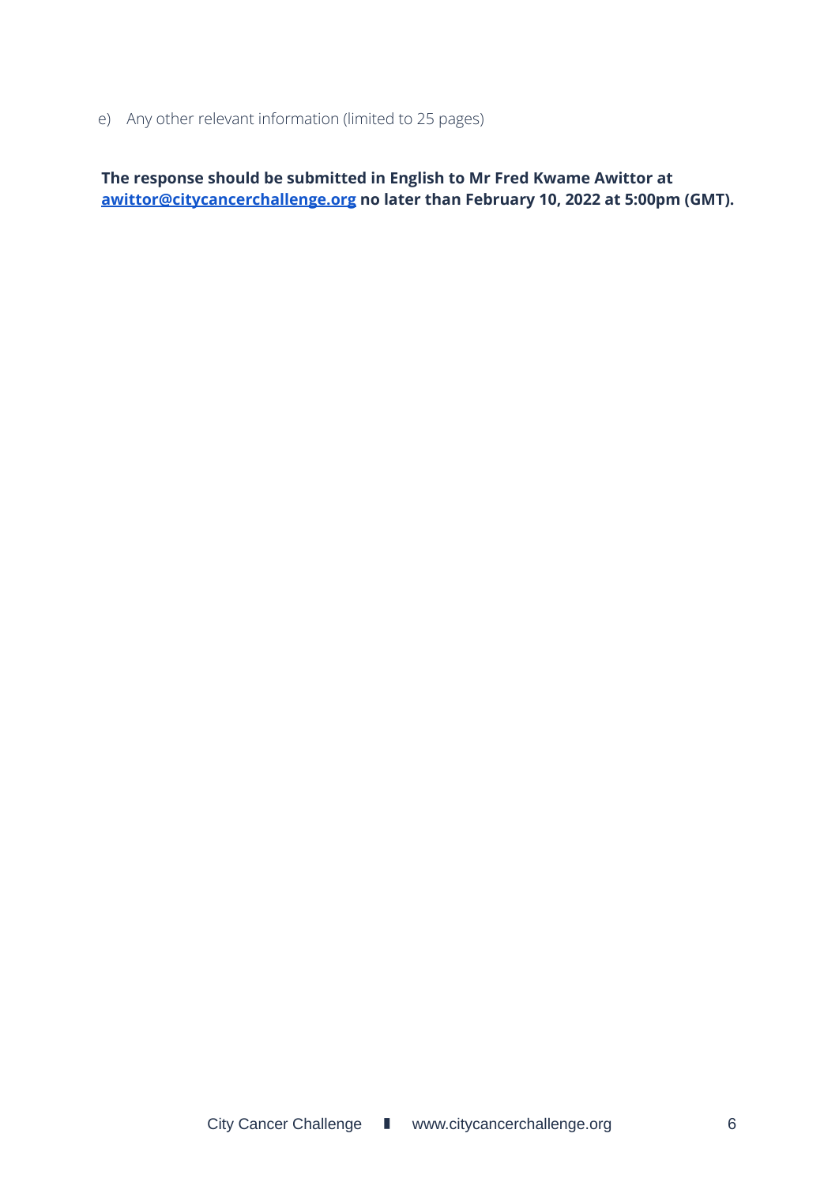e) Any other relevant information (limited to 25 pages)

**The response should be submitted in English to Mr Fred Kwame Awittor at awittor@citycancerchallenge.org no later than February 10, 2022 at 5:00pm (GMT).**